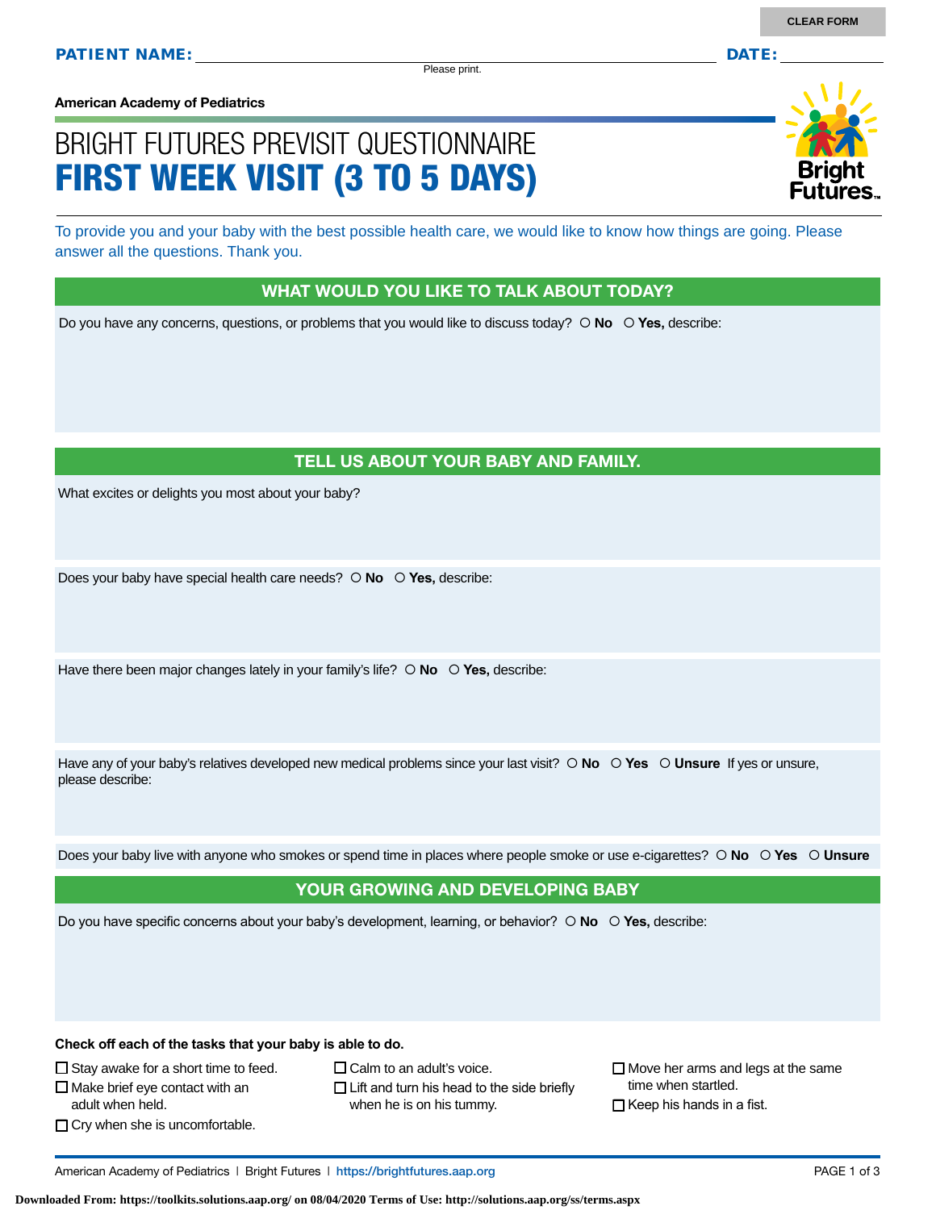**PATIENT NAME:** ____________________ **DATE:** __________

Please print.

American Academy of Pediatrics

# BRIGHT FUTURES PREVISIT QUESTIONNAIRE
# FIRST WEEK VISIT (3 TO 5 DAYS)

To provide you and your baby with the best possible health care, we would like to know how things are going. Please answer all the questions. Thank you.

## WHAT WOULD YOU LIKE TO TALK ABOUT TODAY?

Do you have any concerns, questions, or problems that you would like to discuss today? ○ **No** ○ **Yes,** describe:

## TELL US ABOUT YOUR BABY AND FAMILY.

What excites or delights you most about your baby?

Does your baby have special health care needs? ○ **No** ○ **Yes,** describe:

Have there been major changes lately in your family's life? ○ **No** ○ **Yes,** describe:

Have any of your baby's relatives developed new medical problems since your last visit? ○ **No** ○ **Yes** ○ **Unsure** If yes or unsure, please describe:

Does your baby live with anyone who smokes or spend time in places where people smoke or use e-cigarettes? ○ **No** ○ **Yes** ○ **Unsure**

## YOUR GROWING AND DEVELOPING BABY

Do you have specific concerns about your baby's development, learning, or behavior? ○ **No** ○ **Yes,** describe:

**Check off each of the tasks that your baby is able to do.**

- ☐ Stay awake for a short time to feed.
- ☐ Make brief eye contact with an adult when held.
- ☐ Cry when she is uncomfortable.
- ☐ Calm to an adult's voice.
- ☐ Lift and turn his head to the side briefly when he is on his tummy.
- ☐ Move her arms and legs at the same time when startled.
- ☐ Keep his hands in a fist.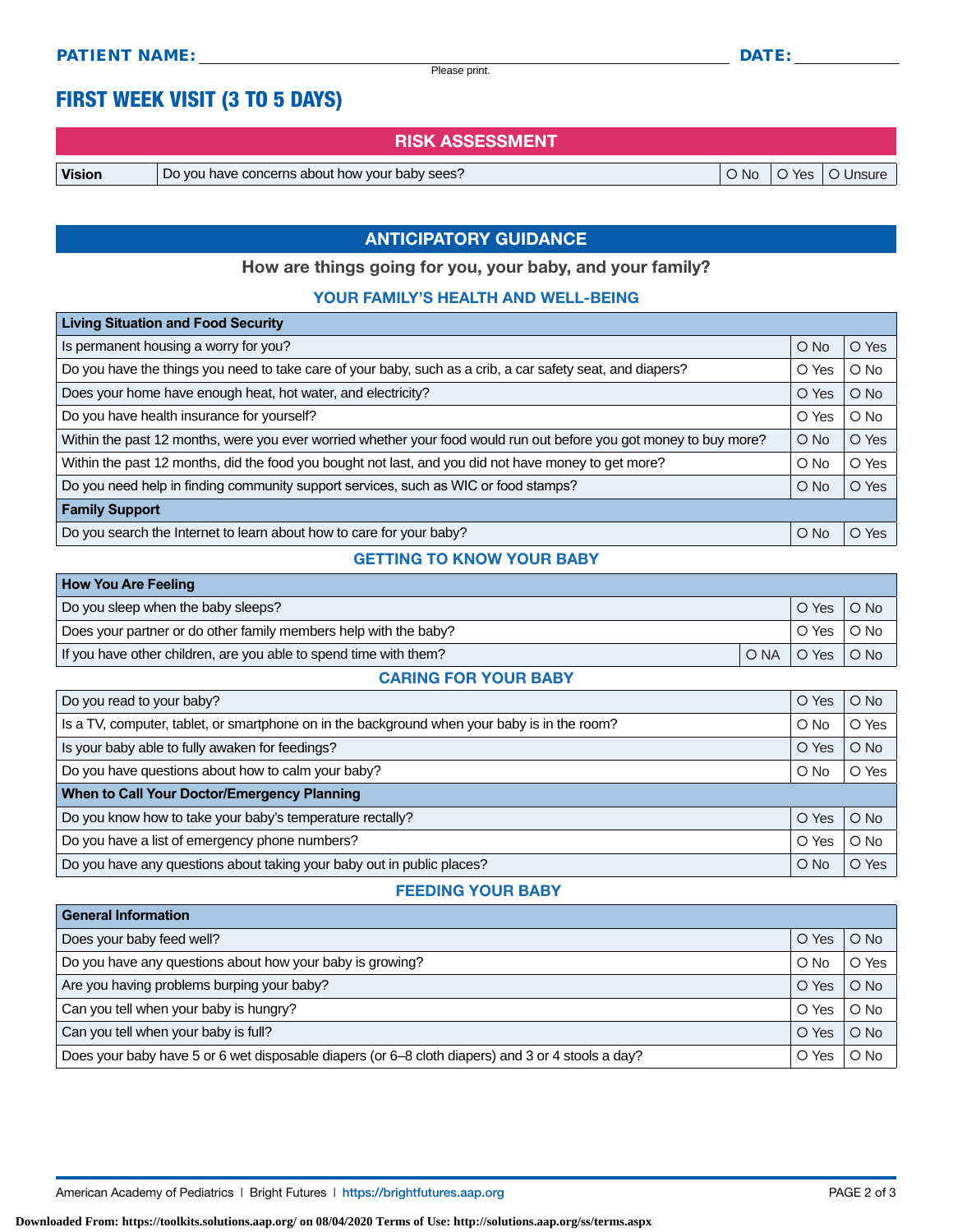PATIENT NAME: ______________________________ DATE: __________

Please print.

# FIRST WEEK VISIT (3 TO 5 DAYS)

## RISK ASSESSMENT

| | | | | |
|---|---|---|---|---|
| **Vision** | Do you have concerns about how your baby sees? | O No | O Yes | O Unsure |

## ANTICIPATORY GUIDANCE

**How are things going for you, your baby, and your family?**

### YOUR FAMILY'S HEALTH AND WELL-BEING

| **Living Situation and Food Security** | | |
|---|---|---|
| Is permanent housing a worry for you? | O No | O Yes |
| Do you have the things you need to take care of your baby, such as a crib, a car safety seat, and diapers? | O Yes | O No |
| Does your home have enough heat, hot water, and electricity? | O Yes | O No |
| Do you have health insurance for yourself? | O Yes | O No |
| Within the past 12 months, were you ever worried whether your food would run out before you got money to buy more? | O No | O Yes |
| Within the past 12 months, did the food you bought not last, and you did not have money to get more? | O No | O Yes |
| Do you need help in finding community support services, such as WIC or food stamps? | O No | O Yes |
| **Family Support** | | |
| Do you search the Internet to learn about how to care for your baby? | O No | O Yes |

### GETTING TO KNOW YOUR BABY

| **How You Are Feeling** | | | |
|---|---|---|---|
| Do you sleep when the baby sleeps? | | O Yes | O No |
| Does your partner or do other family members help with the baby? | | O Yes | O No |
| If you have other children, are you able to spend time with them? | O NA | O Yes | O No |

### CARING FOR YOUR BABY

| | | |
|---|---|---|
| Do you read to your baby? | O Yes | O No |
| Is a TV, computer, tablet, or smartphone on in the background when your baby is in the room? | O No | O Yes |
| Is your baby able to fully awaken for feedings? | O Yes | O No |
| Do you have questions about how to calm your baby? | O No | O Yes |
| **When to Call Your Doctor/Emergency Planning** | | |
| Do you know how to take your baby's temperature rectally? | O Yes | O No |
| Do you have a list of emergency phone numbers? | O Yes | O No |
| Do you have any questions about taking your baby out in public places? | O No | O Yes |

### FEEDING YOUR BABY

| **General Information** | | |
|---|---|---|
| Does your baby feed well? | O Yes | O No |
| Do you have any questions about how your baby is growing? | O No | O Yes |
| Are you having problems burping your baby? | O Yes | O No |
| Can you tell when your baby is hungry? | O Yes | O No |
| Can you tell when your baby is full? | O Yes | O No |
| Does your baby have 5 or 6 wet disposable diapers (or 6–8 cloth diapers) and 3 or 4 stools a day? | O Yes | O No |

American Academy of Pediatrics | Bright Futures | https://brightfutures.aap.org

Downloaded From: https://toolkits.solutions.aap.org/ on 08/04/2020 Terms of Use: http://solutions.aap.org/ss/terms.aspx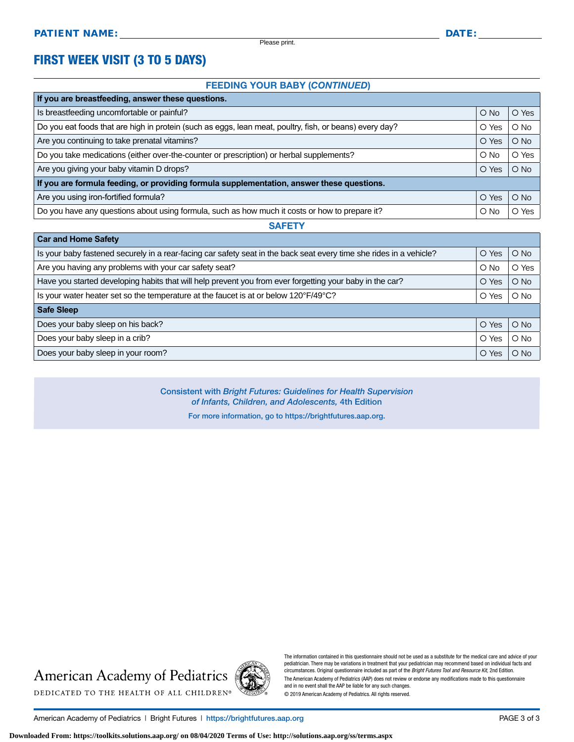**PATIENT NAME:** ______________________________ **DATE:** ____________

Please print.

# FIRST WEEK VISIT (3 TO 5 DAYS)

## FEEDING YOUR BABY (*CONTINUED*)

| **If you are breastfeeding, answer these questions.** | | |
|---|---|---|
| Is breastfeeding uncomfortable or painful? | O No | O Yes |
| Do you eat foods that are high in protein (such as eggs, lean meat, poultry, fish, or beans) every day? | O Yes | O No |
| Are you continuing to take prenatal vitamins? | O Yes | O No |
| Do you take medications (either over-the-counter or prescription) or herbal supplements? | O No | O Yes |
| Are you giving your baby vitamin D drops? | O Yes | O No |
| **If you are formula feeding, or providing formula supplementation, answer these questions.** | | |
| Are you using iron-fortified formula? | O Yes | O No |
| Do you have any questions about using formula, such as how much it costs or how to prepare it? | O No | O Yes |

## SAFETY

| **Car and Home Safety** | | |
|---|---|---|
| Is your baby fastened securely in a rear-facing car safety seat in the back seat every time she rides in a vehicle? | O Yes | O No |
| Are you having any problems with your car safety seat? | O No | O Yes |
| Have you started developing habits that will help prevent you from ever forgetting your baby in the car? | O Yes | O No |
| Is your water heater set so the temperature at the faucet is at or below 120°F/49°C? | O Yes | O No |
| **Safe Sleep** | | |
| Does your baby sleep on his back? | O Yes | O No |
| Does your baby sleep in a crib? | O Yes | O No |
| Does your baby sleep in your room? | O Yes | O No |

Consistent with *Bright Futures: Guidelines for Health Supervision of Infants, Children, and Adolescents,* 4th Edition

For more information, go to https://brightfutures.aap.org.

American Academy of Pediatrics

DEDICATED TO THE HEALTH OF ALL CHILDREN®

The information contained in this questionnaire should not be used as a substitute for the medical care and advice of your pediatrician. There may be variations in treatment that your pediatrician may recommend based on individual facts and circumstances. Original questionnaire included as part of the *Bright Futures Tool and Resource Kit,* 2nd Edition.

The American Academy of Pediatrics (AAP) does not review or endorse any modifications made to this questionnaire and in no event shall the AAP be liable for any such changes.

© 2019 American Academy of Pediatrics. All rights reserved.

Downloaded From: https://toolkits.solutions.aap.org/ on 08/04/2020 Terms of Use: http://solutions.aap.org/ss/terms.aspx